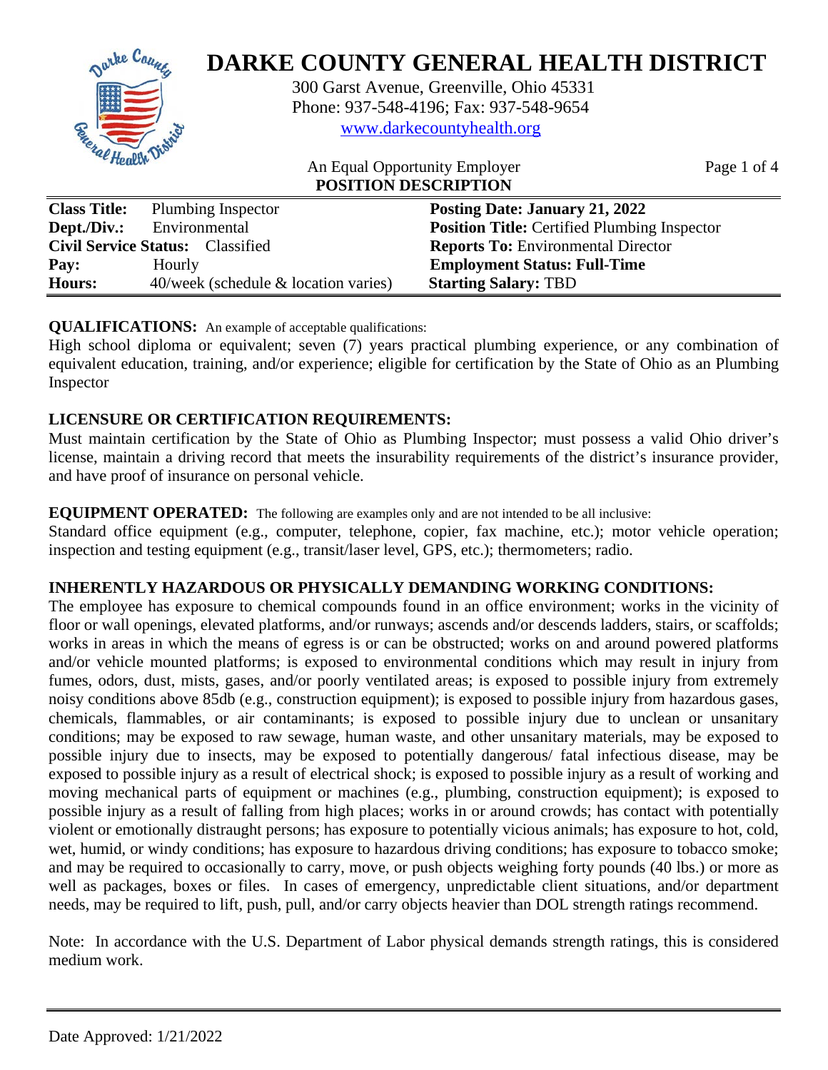# DARKE COUNTY GENERAL HEALTH DISTRICT

300 Garst Avenue, Greenville, Ohio 45331
Phone: 937-548-4196; Fax: 937-548-9654
www.darkecountyhealth.org

An Equal Opportunity Employer

**POSITION DESCRIPTION**

| | | |
|---|---|---|
| **Class Title:** Plumbing Inspector | | **Posting Date: January 21, 2022** |
| **Dept./Div.:** Environmental | | **Position Title:** Certified Plumbing Inspector |
| **Civil Service Status:** Classified | | **Reports To:** Environmental Director |
| **Pay:** Hourly | | **Employment Status: Full-Time** |
| **Hours:** 40/week (schedule & location varies) | | **Starting Salary:** TBD |

**QUALIFICATIONS:** An example of acceptable qualifications:
High school diploma or equivalent; seven (7) years practical plumbing experience, or any combination of equivalent education, training, and/or experience; eligible for certification by the State of Ohio as an Plumbing Inspector

**LICENSURE OR CERTIFICATION REQUIREMENTS:**
Must maintain certification by the State of Ohio as Plumbing Inspector; must possess a valid Ohio driver's license, maintain a driving record that meets the insurability requirements of the district's insurance provider, and have proof of insurance on personal vehicle.

**EQUIPMENT OPERATED:** The following are examples only and are not intended to be all inclusive:
Standard office equipment (e.g., computer, telephone, copier, fax machine, etc.); motor vehicle operation; inspection and testing equipment (e.g., transit/laser level, GPS, etc.); thermometers; radio.

**INHERENTLY HAZARDOUS OR PHYSICALLY DEMANDING WORKING CONDITIONS:**
The employee has exposure to chemical compounds found in an office environment; works in the vicinity of floor or wall openings, elevated platforms, and/or runways; ascends and/or descends ladders, stairs, or scaffolds; works in areas in which the means of egress is or can be obstructed; works on and around powered platforms and/or vehicle mounted platforms; is exposed to environmental conditions which may result in injury from fumes, odors, dust, mists, gases, and/or poorly ventilated areas; is exposed to possible injury from extremely noisy conditions above 85db (e.g., construction equipment); is exposed to possible injury from hazardous gases, chemicals, flammables, or air contaminants; is exposed to possible injury due to unclean or unsanitary conditions; may be exposed to raw sewage, human waste, and other unsanitary materials, may be exposed to possible injury due to insects, may be exposed to potentially dangerous/ fatal infectious disease, may be exposed to possible injury as a result of electrical shock; is exposed to possible injury as a result of working and moving mechanical parts of equipment or machines (e.g., plumbing, construction equipment); is exposed to possible injury as a result of falling from high places; works in or around crowds; has contact with potentially violent or emotionally distraught persons; has exposure to potentially vicious animals; has exposure to hot, cold, wet, humid, or windy conditions; has exposure to hazardous driving conditions; has exposure to tobacco smoke; and may be required to occasionally to carry, move, or push objects weighing forty pounds (40 lbs.) or more as well as packages, boxes or files. In cases of emergency, unpredictable client situations, and/or department needs, may be required to lift, push, pull, and/or carry objects heavier than DOL strength ratings recommend.

Note: In accordance with the U.S. Department of Labor physical demands strength ratings, this is considered medium work.

Date Approved: 1/21/2022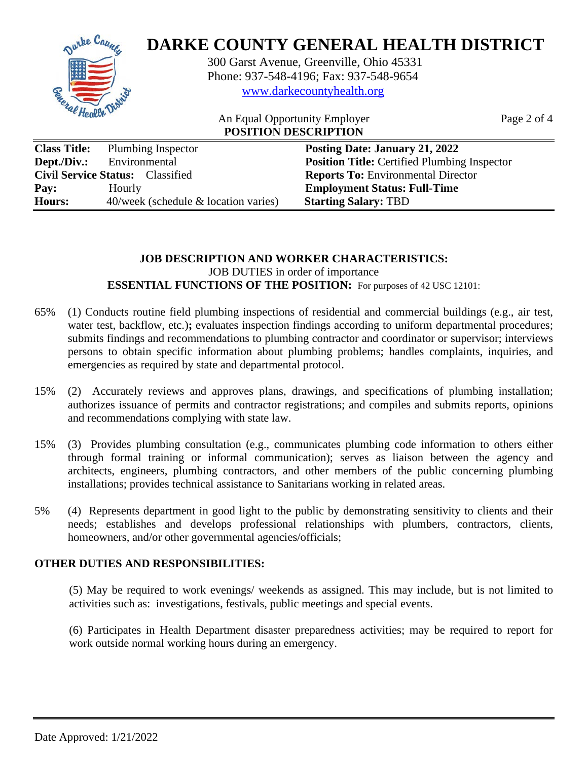# DARKE COUNTY GENERAL HEALTH DISTRICT

300 Garst Avenue, Greenville, Ohio 45331
Phone: 937-548-4196; Fax: 937-548-9654
www.darkecountyhealth.org

An Equal Opportunity Employer

**POSITION DESCRIPTION**

| | | |
|---|---|---|
| **Class Title:** | Plumbing Inspector | **Posting Date: January 21, 2022** |
| **Dept./Div.:** | Environmental | **Position Title:** Certified Plumbing Inspector |
| **Civil Service Status:** | Classified | **Reports To:** Environmental Director |
| **Pay:** | Hourly | **Employment Status: Full-Time** |
| **Hours:** | 40/week (schedule & location varies) | **Starting Salary:** TBD |

**JOB DESCRIPTION AND WORKER CHARACTERISTICS:**

JOB DUTIES in order of importance

**ESSENTIAL FUNCTIONS OF THE POSITION:** For purposes of 42 USC 12101:

65% (1) Conducts routine field plumbing inspections of residential and commercial buildings (e.g., air test, water test, backflow, etc.)**;** evaluates inspection findings according to uniform departmental procedures; submits findings and recommendations to plumbing contractor and coordinator or supervisor; interviews persons to obtain specific information about plumbing problems; handles complaints, inquiries, and emergencies as required by state and departmental protocol.

15% (2) Accurately reviews and approves plans, drawings, and specifications of plumbing installation; authorizes issuance of permits and contractor registrations; and compiles and submits reports, opinions and recommendations complying with state law.

15% (3) Provides plumbing consultation (e.g., communicates plumbing code information to others either through formal training or informal communication); serves as liaison between the agency and architects, engineers, plumbing contractors, and other members of the public concerning plumbing installations; provides technical assistance to Sanitarians working in related areas.

5% (4) Represents department in good light to the public by demonstrating sensitivity to clients and their needs; establishes and develops professional relationships with plumbers, contractors, clients, homeowners, and/or other governmental agencies/officials;

**OTHER DUTIES AND RESPONSIBILITIES:**

(5) May be required to work evenings/ weekends as assigned. This may include, but is not limited to activities such as: investigations, festivals, public meetings and special events.

(6) Participates in Health Department disaster preparedness activities; may be required to report for work outside normal working hours during an emergency.

Date Approved: 1/21/2022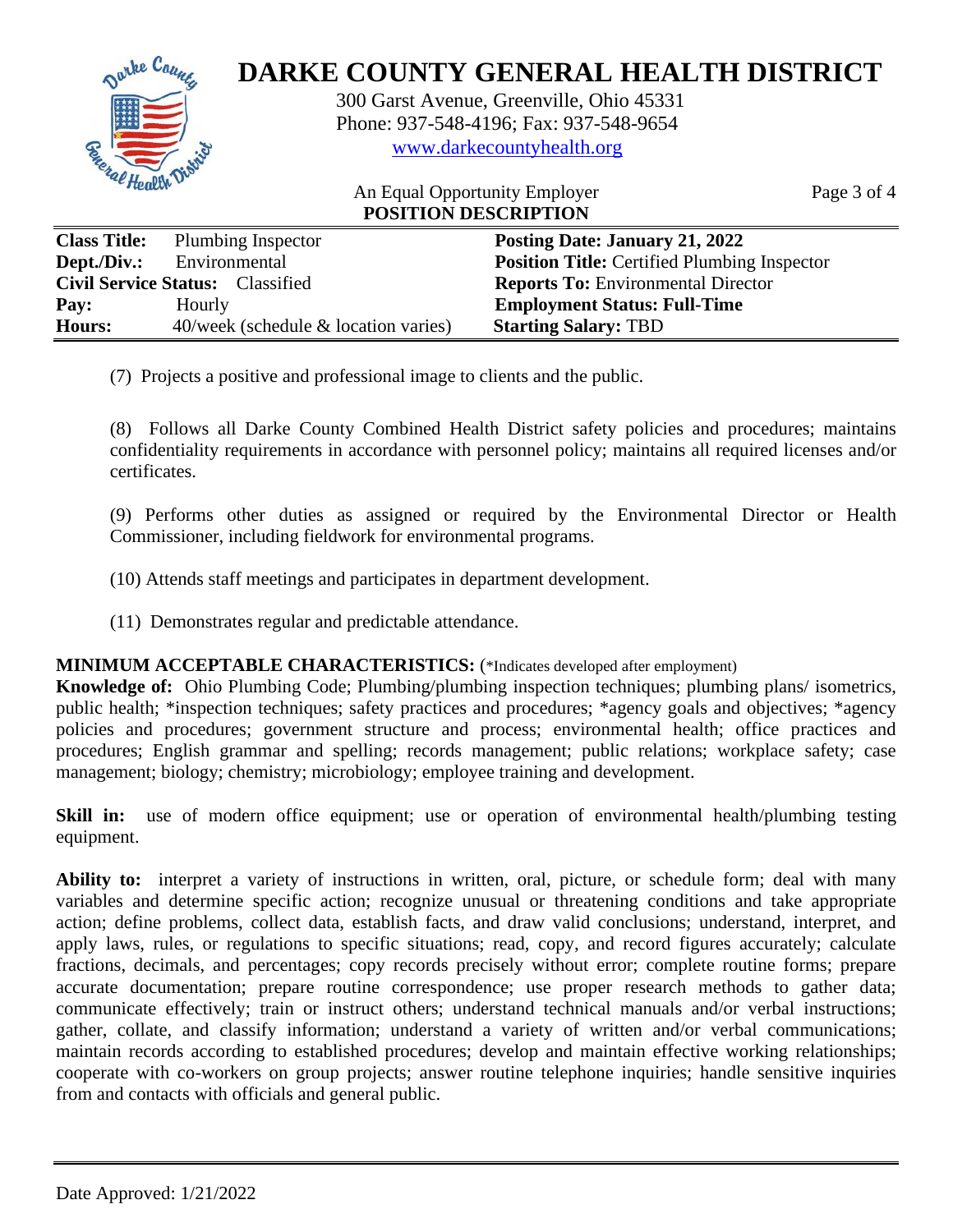# DARKE COUNTY GENERAL HEALTH DISTRICT

300 Garst Avenue, Greenville, Ohio 45331
Phone: 937-548-4196; Fax: 937-548-9654
www.darkecountyhealth.org

An Equal Opportunity Employer

**POSITION DESCRIPTION**

| | | |
|---|---|---|
| **Class Title:** Plumbing Inspector | | **Posting Date: January 21, 2022** |
| **Dept./Div.:** Environmental | | **Position Title:** Certified Plumbing Inspector |
| **Civil Service Status:** Classified | | **Reports To:** Environmental Director |
| **Pay:** Hourly | | **Employment Status: Full-Time** |
| **Hours:** 40/week (schedule & location varies) | | **Starting Salary:** TBD |

(7) Projects a positive and professional image to clients and the public.

(8) Follows all Darke County Combined Health District safety policies and procedures; maintains confidentiality requirements in accordance with personnel policy; maintains all required licenses and/or certificates.

(9) Performs other duties as assigned or required by the Environmental Director or Health Commissioner, including fieldwork for environmental programs.

(10) Attends staff meetings and participates in department development.

(11) Demonstrates regular and predictable attendance.

**MINIMUM ACCEPTABLE CHARACTERISTICS:** (*Indicates developed after employment)

**Knowledge of:** Ohio Plumbing Code; Plumbing/plumbing inspection techniques; plumbing plans/ isometrics, public health; *inspection techniques; safety practices and procedures; *agency goals and objectives; *agency policies and procedures; government structure and process; environmental health; office practices and procedures; English grammar and spelling; records management; public relations; workplace safety; case management; biology; chemistry; microbiology; employee training and development.

**Skill in:** use of modern office equipment; use or operation of environmental health/plumbing testing equipment.

**Ability to:** interpret a variety of instructions in written, oral, picture, or schedule form; deal with many variables and determine specific action; recognize unusual or threatening conditions and take appropriate action; define problems, collect data, establish facts, and draw valid conclusions; understand, interpret, and apply laws, rules, or regulations to specific situations; read, copy, and record figures accurately; calculate fractions, decimals, and percentages; copy records precisely without error; complete routine forms; prepare accurate documentation; prepare routine correspondence; use proper research methods to gather data; communicate effectively; train or instruct others; understand technical manuals and/or verbal instructions; gather, collate, and classify information; understand a variety of written and/or verbal communications; maintain records according to established procedures; develop and maintain effective working relationships; cooperate with co-workers on group projects; answer routine telephone inquiries; handle sensitive inquiries from and contacts with officials and general public.

Date Approved: 1/21/2022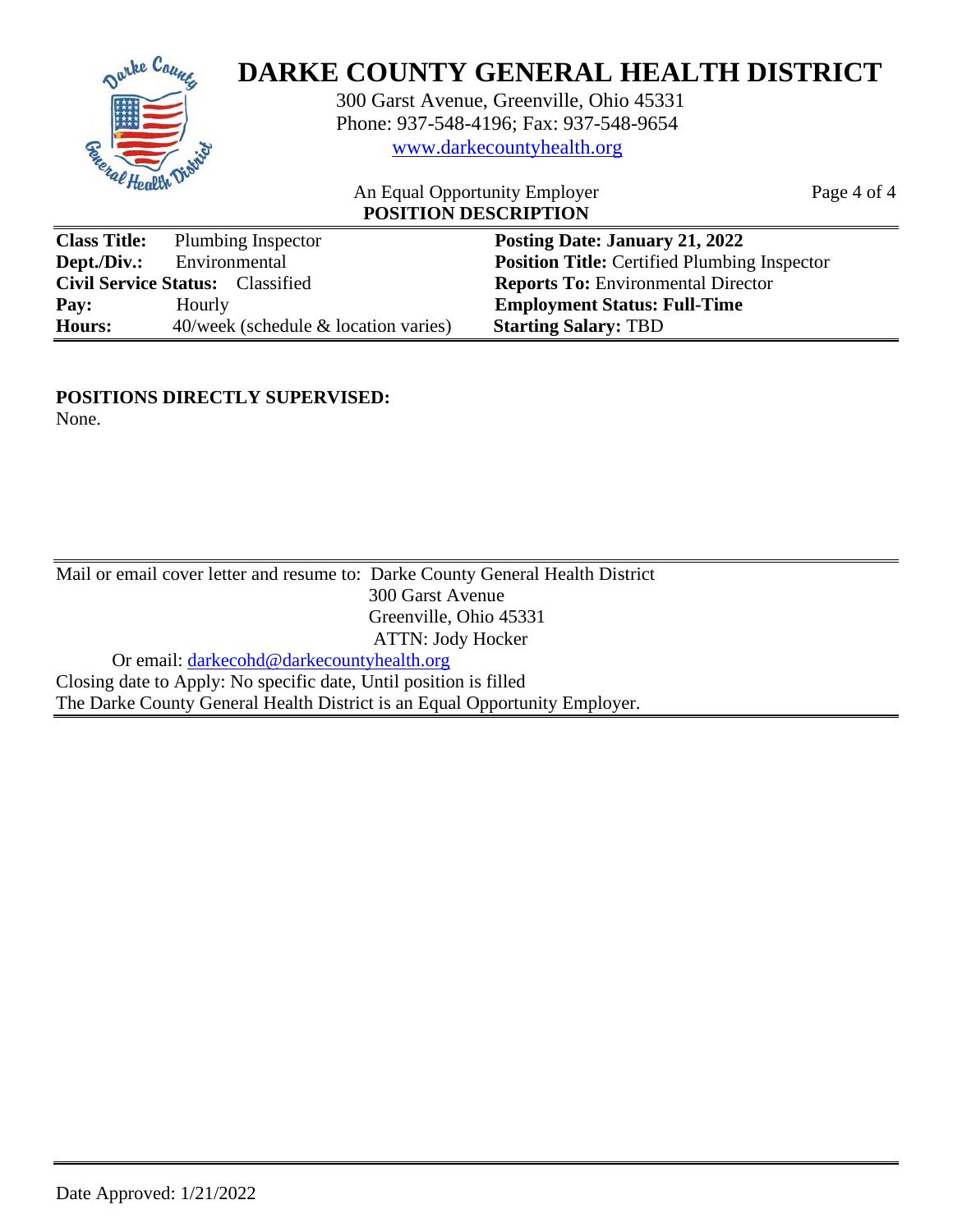# DARKE COUNTY GENERAL HEALTH DISTRICT

300 Garst Avenue, Greenville, Ohio 45331
Phone: 937-548-4196; Fax: 937-548-9654
www.darkecountyhealth.org

An Equal Opportunity Employer

**POSITION DESCRIPTION**

| | |
|---|---|
| **Class Title:** Plumbing Inspector | **Posting Date: January 21, 2022** |
| **Dept./Div.:** Environmental | **Position Title:** Certified Plumbing Inspector |
| **Civil Service Status:** Classified | **Reports To:** Environmental Director |
| **Pay:** Hourly | **Employment Status: Full-Time** |
| **Hours:** 40/week (schedule & location varies) | **Starting Salary:** TBD |

**POSITIONS DIRECTLY SUPERVISED:**
None.

Mail or email cover letter and resume to: Darke County General Health District
300 Garst Avenue
Greenville, Ohio 45331
ATTN: Jody Hocker

Or email: darkecohd@darkecountyhealth.org

Closing date to Apply: No specific date, Until position is filled

The Darke County General Health District is an Equal Opportunity Employer.

Date Approved: 1/21/2022